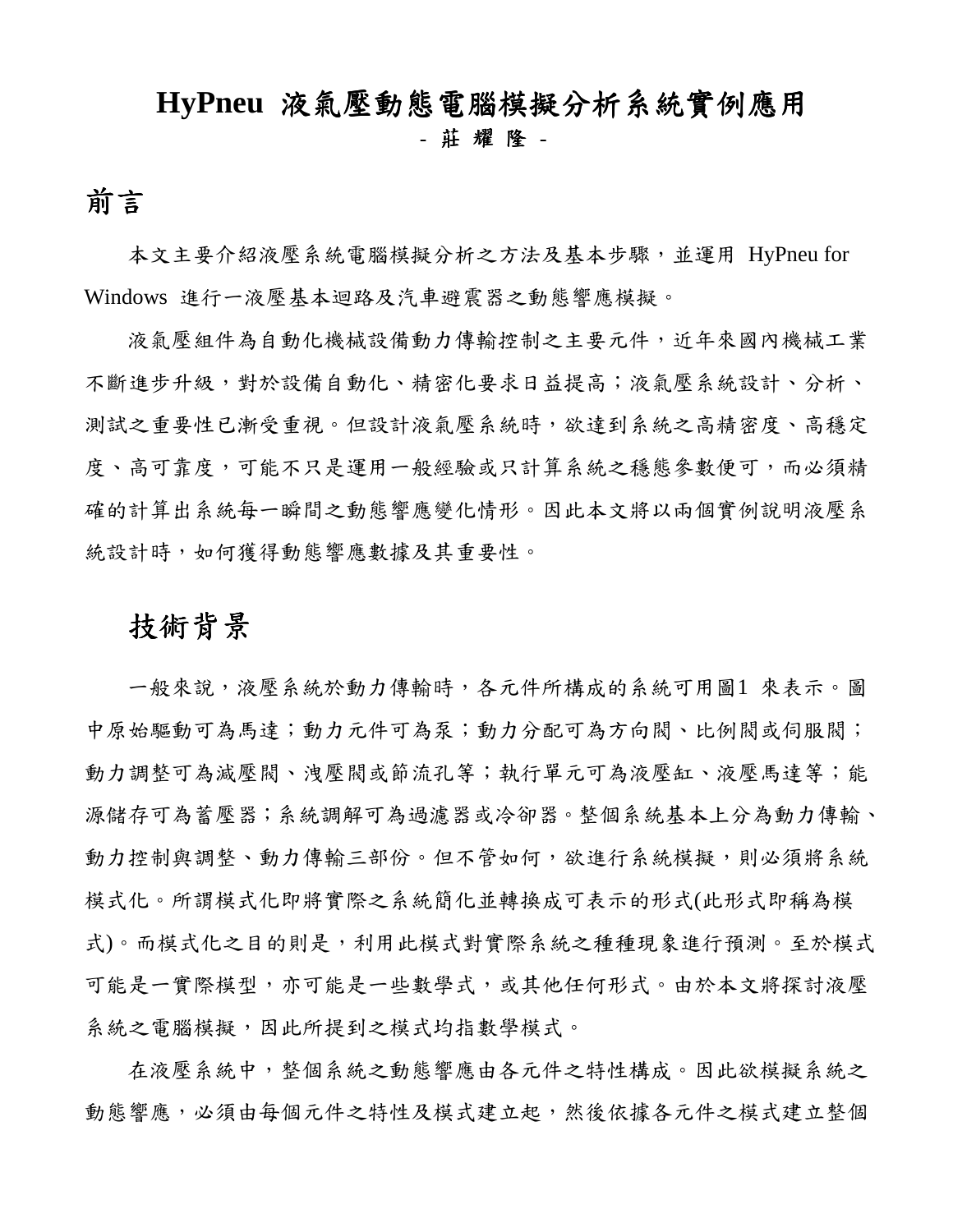# HyPneu 液氣壓動態電腦模擬分析系統實例應用

- 莊 耀 隆 -

## 前言

本文主要介紹液壓系統電腦模擬分析之方法及基本步驟，並運用 HyPneu for Windows 進行一液壓基本迴路及汽車避震器之動態響應模擬。

液氣壓組件為自動化機械設備動力傳輸控制之主要元件，近年來國內機械工業不斷進步升級，對於設備自動化、精密化要求日益提高；液氣壓系統設計、分析、測試之重要性已漸受重視。但設計液氣壓系統時，欲達到系統之高精密度、高穩定度、高可靠度，可能不只是運用一般經驗或只計算系統之穩態參數便可，而必須精確的計算出系統每一瞬間之動態響應變化情形。因此本文將以兩個實例說明液壓系統設計時，如何獲得動態響應數據及其重要性。

## 技術背景

一般來說，液壓系統於動力傳輸時，各元件所構成的系統可用圖1 來表示。圖中原始驅動可為馬達；動力元件可為泵；動力分配可為方向閥、比例閥或伺服閥；動力調整可為減壓閥、洩壓閥或節流孔等；執行單元可為液壓缸、液壓馬達等；能源儲存可為蓄壓器；系統調解可為過濾器或冷卻器。整個系統基本上分為動力傳輸、動力控制與調整、動力傳輸三部份。但不管如何，欲進行系統模擬，則必須將系統模式化。所謂模式化即將實際之系統簡化並轉換成可表示的形式(此形式即稱為模式)。而模式化之目的則是，利用此模式對實際系統之種種現象進行預測。至於模式可能是一實際模型，亦可能是一些數學式，或其他任何形式。由於本文將探討液壓系統之電腦模擬，因此所提到之模式均指數學模式。

在液壓系統中，整個系統之動態響應由各元件之特性構成。因此欲模擬系統之動態響應，必須由每個元件之特性及模式建立起，然後依據各元件之模式建立整個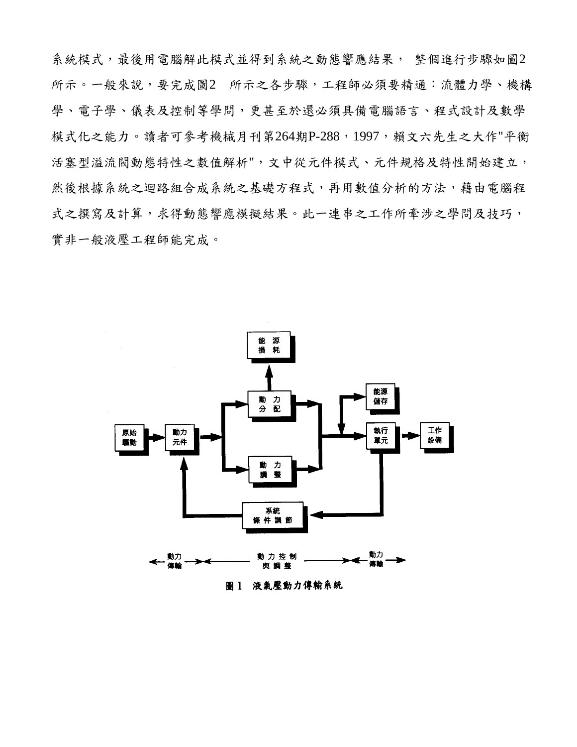系統模式，最後用電腦解此模式並得到系統之動態響應結果， 整個進行步驟如圖2所示。一般來說，要完成圖2 所示之各步驟，工程師必須要精通：流體力學、機構學、電子學、儀表及控制等學問，更甚至於還必須具備電腦語言、程式設計及數學模式化之能力。讀者可參考機械月刊第264期P-288，1997，賴文六先生之大作"平衡活塞型溢流閥動態特性之數值解析"，文中從元件模式、元件規格及特性開始建立，然後根據系統之迴路組合成系統之基礎方程式，再用數值分析的方法，藉由電腦程式之撰寫及計算，求得動態響應模擬結果。此一連串之工作所牽涉之學問及技巧，實非一般液壓工程師能完成。

圖1 液氣壓動力傳輸系統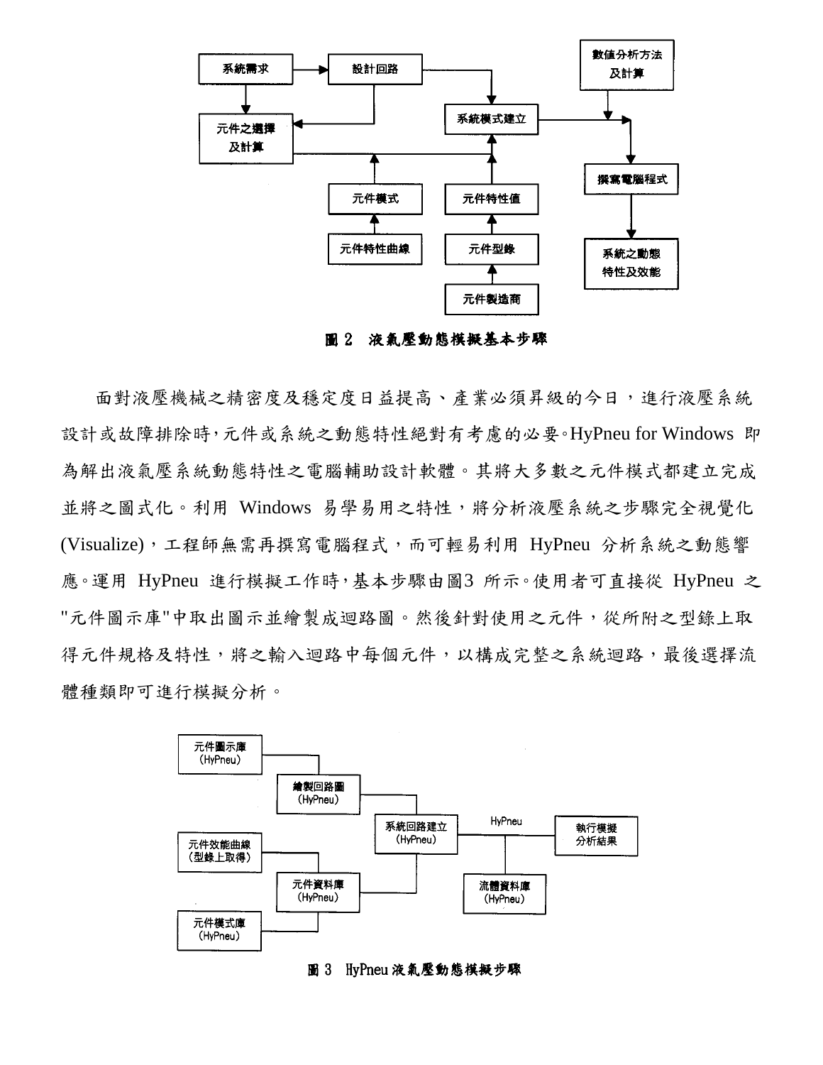圖 2　液氣壓動態模擬基本步驟

面對液壓機械之精密度及穩定度日益提高、產業必須昇級的今日，進行液壓系統設計或故障排除時，元件或系統之動態特性絕對有考慮的必要。HyPneu for Windows 即為解出液氣壓系統動態特性之電腦輔助設計軟體。其將大多數之元件模式都建立完成並將之圖式化。利用 Windows 易學易用之特性，將分析液壓系統之步驟完全視覺化(Visualize)，工程師無需再撰寫電腦程式，而可輕易利用 HyPneu 分析系統之動態響應。運用 HyPneu 進行模擬工作時，基本步驟由圖3 所示。使用者可直接從 HyPneu 之"元件圖示庫"中取出圖示並繪製成迴路圖。然後針對使用之元件，從所附之型錄上取得元件規格及特性，將之輸入迴路中每個元件，以構成完整之系統迴路，最後選擇流體種類即可進行模擬分析。

圖 3　HyPneu 液氣壓動態模擬步驟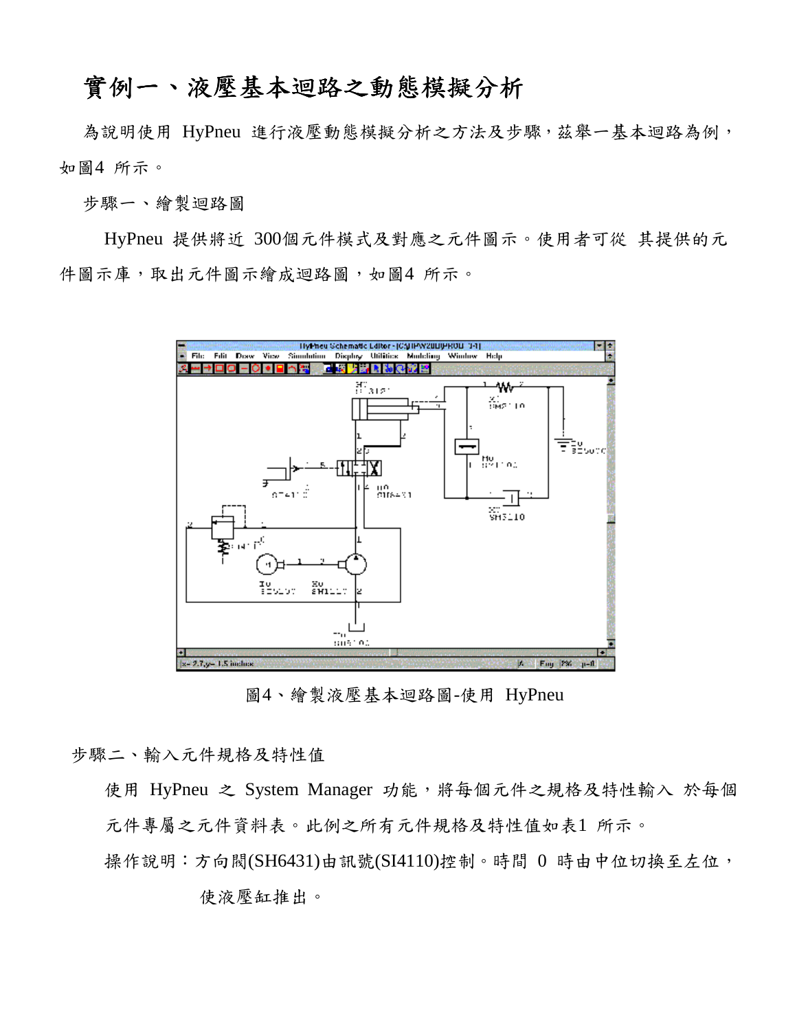# 實例一、液壓基本迴路之動態模擬分析

為說明使用 HyPneu 進行液壓動態模擬分析之方法及步驟，茲舉一基本迴路為例，如圖4 所示。

步驟一、繪製迴路圖

HyPneu 提供將近 300個元件模式及對應之元件圖示。使用者可從 其提供的元件圖示庫，取出元件圖示繪成迴路圖，如圖4 所示。

圖4、繪製液壓基本迴路圖-使用 HyPneu

步驟二、輸入元件規格及特性值

使用 HyPneu 之 System Manager 功能，將每個元件之規格及特性輸入 於每個元件專屬之元件資料表。此例之所有元件規格及特性值如表1 所示。

操作說明：方向閥(SH6431)由訊號(SI4110)控制。時間 0 時由中位切換至左位，使液壓缸推出。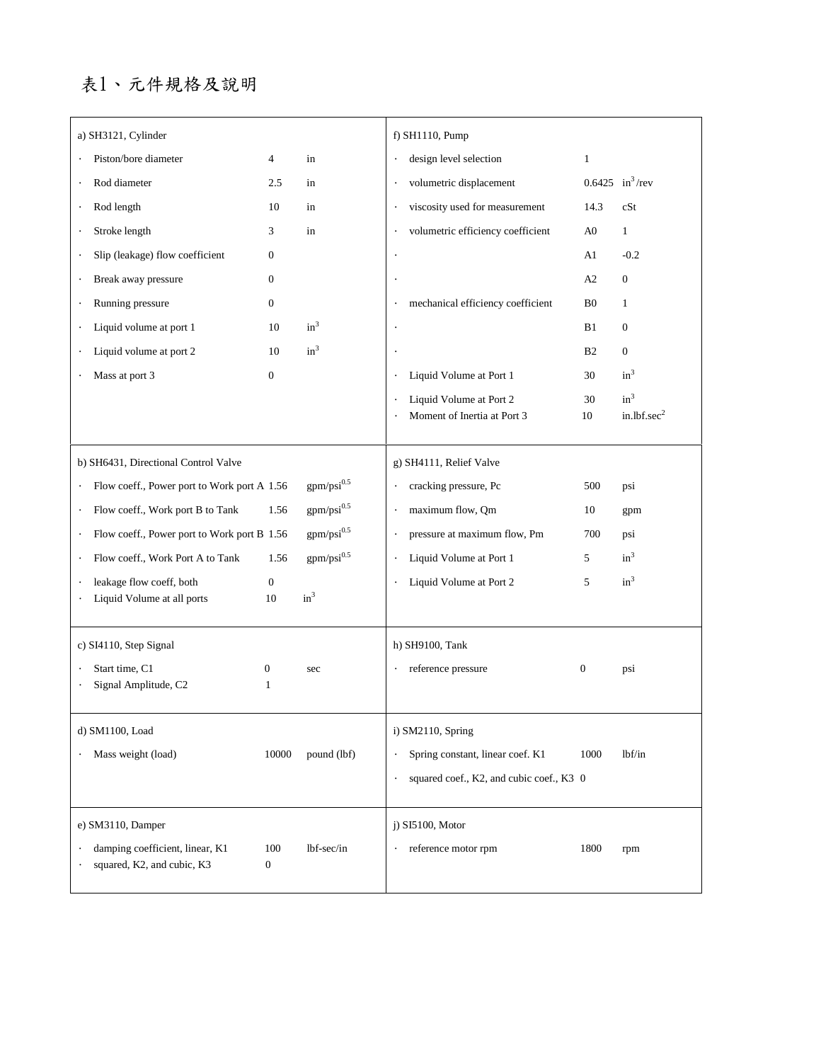# 表1、元件規格及說明

| a) SH3121, Cylinder | | | f) SH1110, Pump | | |
|---|---|---|---|---|---|
| · Piston/bore diameter | 4 | in | · design level selection | 1 | |
| · Rod diameter | 2.5 | in | · volumetric displacement | 0.6425 | $in^3$/rev |
| · Rod length | 10 | in | · viscosity used for measurement | 14.3 | cSt |
| · Stroke length | 3 | in | · volumetric efficiency coefficient | A0 | 1 |
| · Slip (leakage) flow coefficient | 0 | | · | A1 | -0.2 |
| · Break away pressure | 0 | | · | A2 | 0 |
| · Running pressure | 0 | | · mechanical efficiency coefficient | B0 | 1 |
| · Liquid volume at port 1 | 10 | $in^3$ | · | B1 | 0 |
| · Liquid volume at port 2 | 10 | $in^3$ | · | B2 | 0 |
| · Mass at port 3 | 0 | | · Liquid Volume at Port 1 | 30 | $in^3$ |
| | | | · Liquid Volume at Port 2 | 30 | $in^3$ |
| | | | · Moment of Inertia at Port 3 | 10 | in.lbf.$sec^2$ |

| b) SH6431, Directional Control Valve | | | g) SH4111, Relief Valve | | |
|---|---|---|---|---|---|
| · Flow coeff., Power port to Work port A | 1.56 | gpm/$psi^{0.5}$ | · cracking pressure, Pc | 500 | psi |
| · Flow coeff., Work port B to Tank | 1.56 | gpm/$psi^{0.5}$ | · maximum flow, Qm | 10 | gpm |
| · Flow coeff., Power port to Work port B | 1.56 | gpm/$psi^{0.5}$ | · pressure at maximum flow, Pm | 700 | psi |
| · Flow coeff., Work Port A to Tank | 1.56 | gpm/$psi^{0.5}$ | · Liquid Volume at Port 1 | 5 | $in^3$ |
| · leakage flow coeff, both | 0 | | · Liquid Volume at Port 2 | 5 | $in^3$ |
| · Liquid Volume at all ports | 10 | $in^3$ | | | |

| c) SI4110, Step Signal | | | h) SH9100, Tank | | |
|---|---|---|---|---|---|
| · Start time, C1 | 0 | sec | · reference pressure | 0 | psi |
| · Signal Amplitude, C2 | 1 | | | | |

| d) SM1100, Load | | | i) SM2110, Spring | | |
|---|---|---|---|---|---|
| · Mass weight (load) | 10000 | pound (lbf) | · Spring constant, linear coef. K1 | 1000 | lbf/in |
| | | | · squared coef., K2, and cubic coef., K3 | 0 | |

| e) SM3110, Damper | | | j) SI5100, Motor | | |
|---|---|---|---|---|---|
| · damping coefficient, linear, K1 | 100 | lbf-sec/in | · reference motor rpm | 1800 | rpm |
| · squared, K2, and cubic, K3 | 0 | | | | |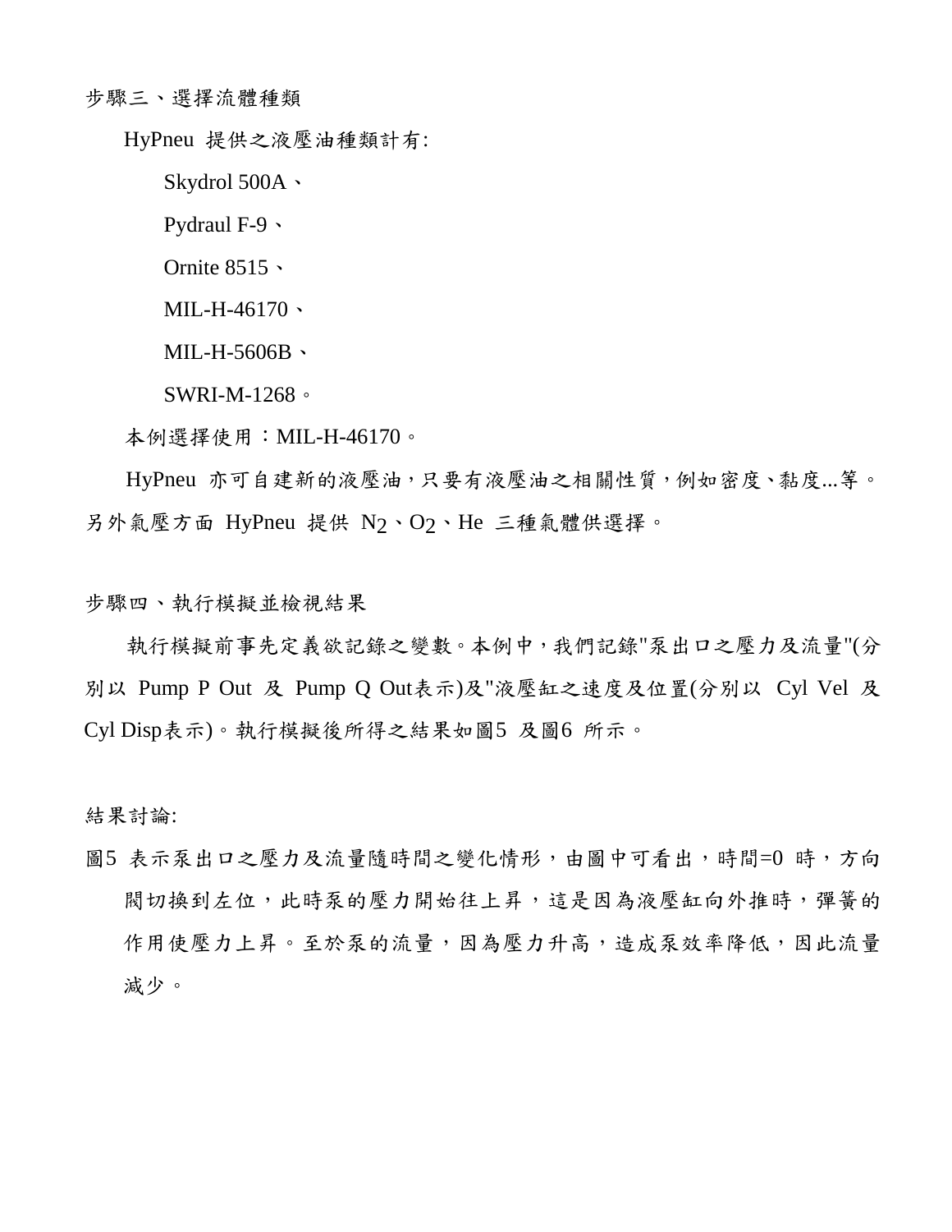步驟三、選擇流體種類

HyPneu 提供之液壓油種類計有:

Skydrol 500A、

Pydraul F-9、

Ornite 8515、

MIL-H-46170、

MIL-H-5606B、

SWRI-M-1268。

本例選擇使用：MIL-H-46170。

HyPneu 亦可自建新的液壓油，只要有液壓油之相關性質，例如密度、黏度...等。另外氣壓方面 HyPneu 提供 $N_2$、$O_2$、He 三種氣體供選擇。

步驟四、執行模擬並檢視結果

執行模擬前事先定義欲記錄之變數。本例中，我們記錄"泵出口之壓力及流量"(分別以 Pump P Out 及 Pump Q Out表示)及"液壓缸之速度及位置(分別以 Cyl Vel 及 Cyl Disp表示)。執行模擬後所得之結果如圖5 及圖6 所示。

結果討論:

圖5 表示泵出口之壓力及流量隨時間之變化情形，由圖中可看出，時間=0 時，方向閥切換到左位，此時泵的壓力開始往上昇，這是因為液壓缸向外推時，彈簧的作用使壓力上昇。至於泵的流量，因為壓力升高，造成泵效率降低，因此流量減少。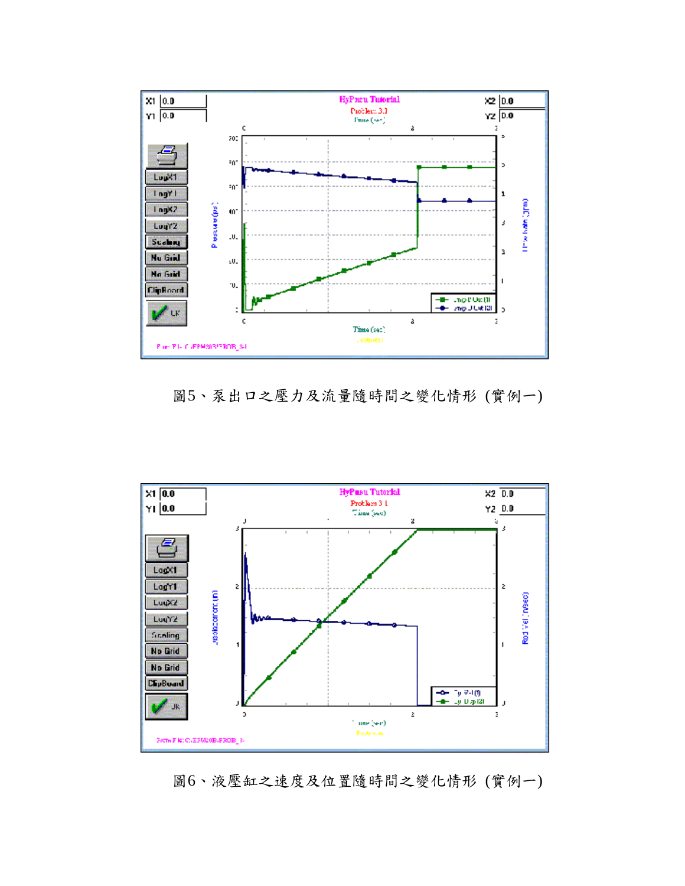圖5、泵出口之壓力及流量隨時間之變化情形 (實例一)

圖6、液壓缸之速度及位置隨時間之變化情形 (實例一)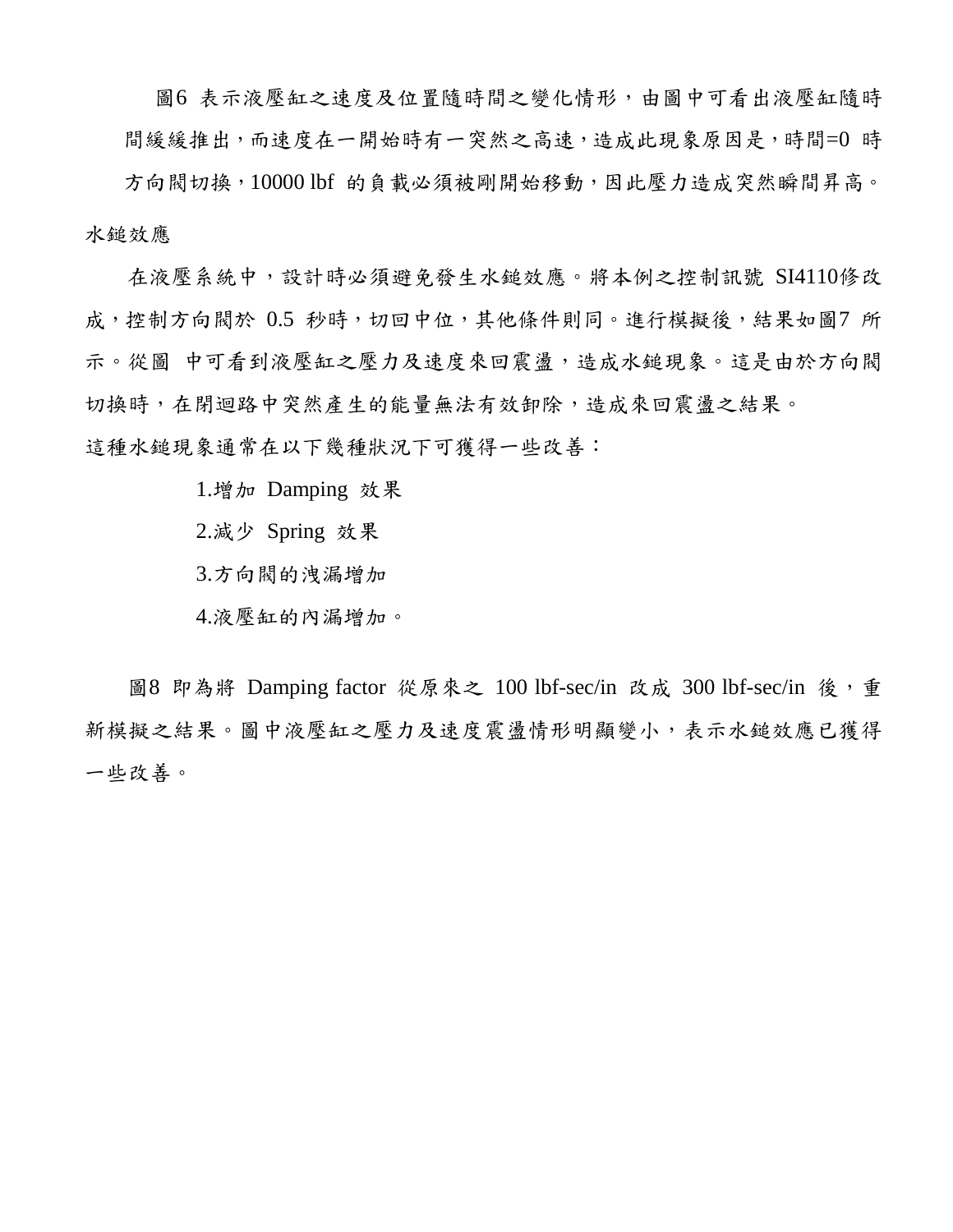圖6 表示液壓缸之速度及位置隨時間之變化情形，由圖中可看出液壓缸隨時間緩緩推出，而速度在一開始時有一突然之高速，造成此現象原因是，時間=0 時方向閥切換，10000 lbf 的負載必須被剛開始移動，因此壓力造成突然瞬間昇高。

## 水鎚效應

在液壓系統中，設計時必須避免發生水鎚效應。將本例之控制訊號 SI4110修改成，控制方向閥於 0.5 秒時，切回中位，其他條件則同。進行模擬後，結果如圖7 所示。從圖 中可看到液壓缸之壓力及速度來回震盪，造成水鎚現象。這是由於方向閥切換時，在閉迴路中突然產生的能量無法有效卸除，造成來回震盪之結果。

這種水鎚現象通常在以下幾種狀況下可獲得一些改善：

1.增加 Damping 效果

2.減少 Spring 效果

3.方向閥的洩漏增加

4.液壓缸的內漏增加。

圖8 即為將 Damping factor 從原來之 100 lbf-sec/in 改成 300 lbf-sec/in 後，重新模擬之結果。圖中液壓缸之壓力及速度震盪情形明顯變小，表示水鎚效應已獲得一些改善。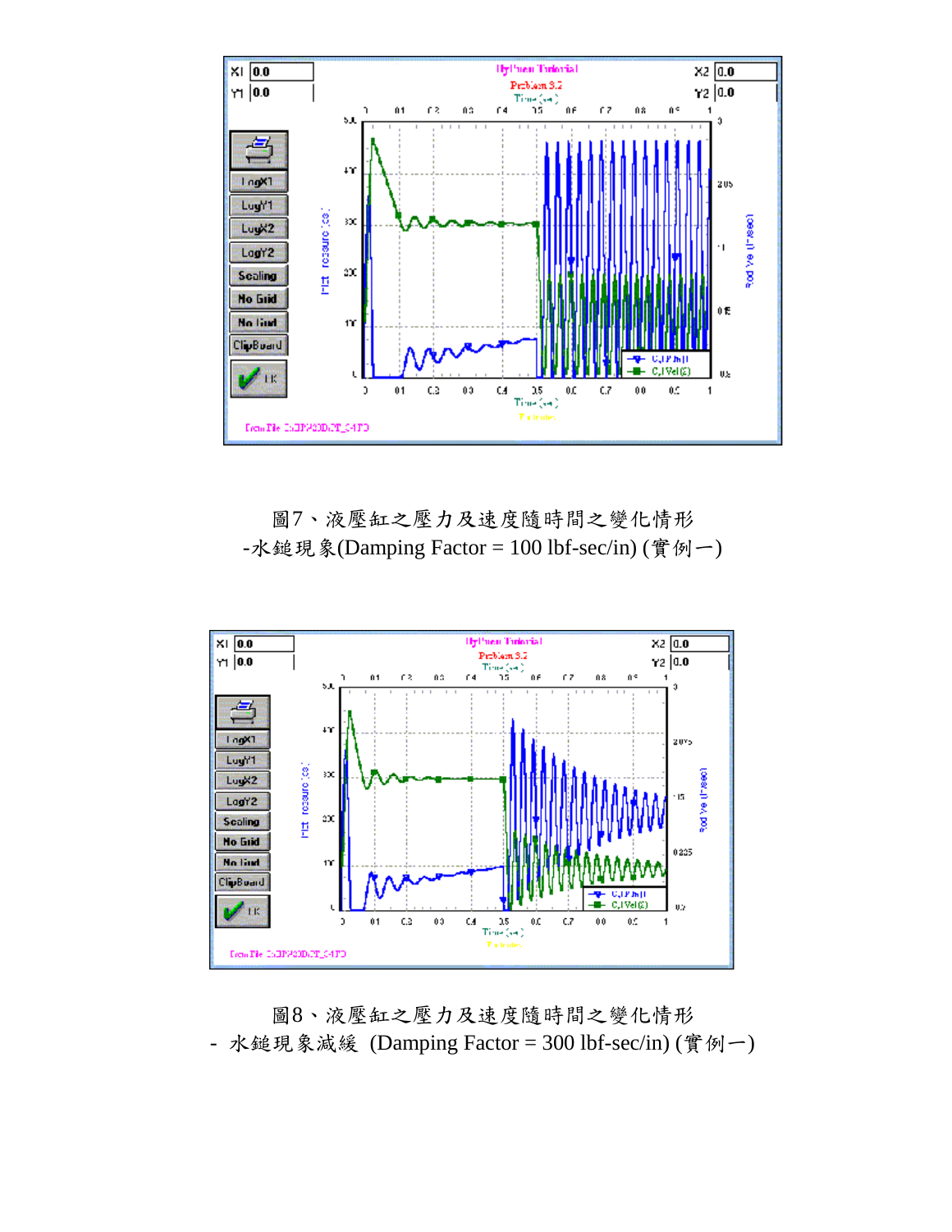圖7、液壓缸之壓力及速度隨時間之變化情形
-水鎚現象(Damping Factor = 100 lbf-sec/in) (實例一)

圖8、液壓缸之壓力及速度隨時間之變化情形
- 水鎚現象減緩 (Damping Factor = 300 lbf-sec/in) (實例一)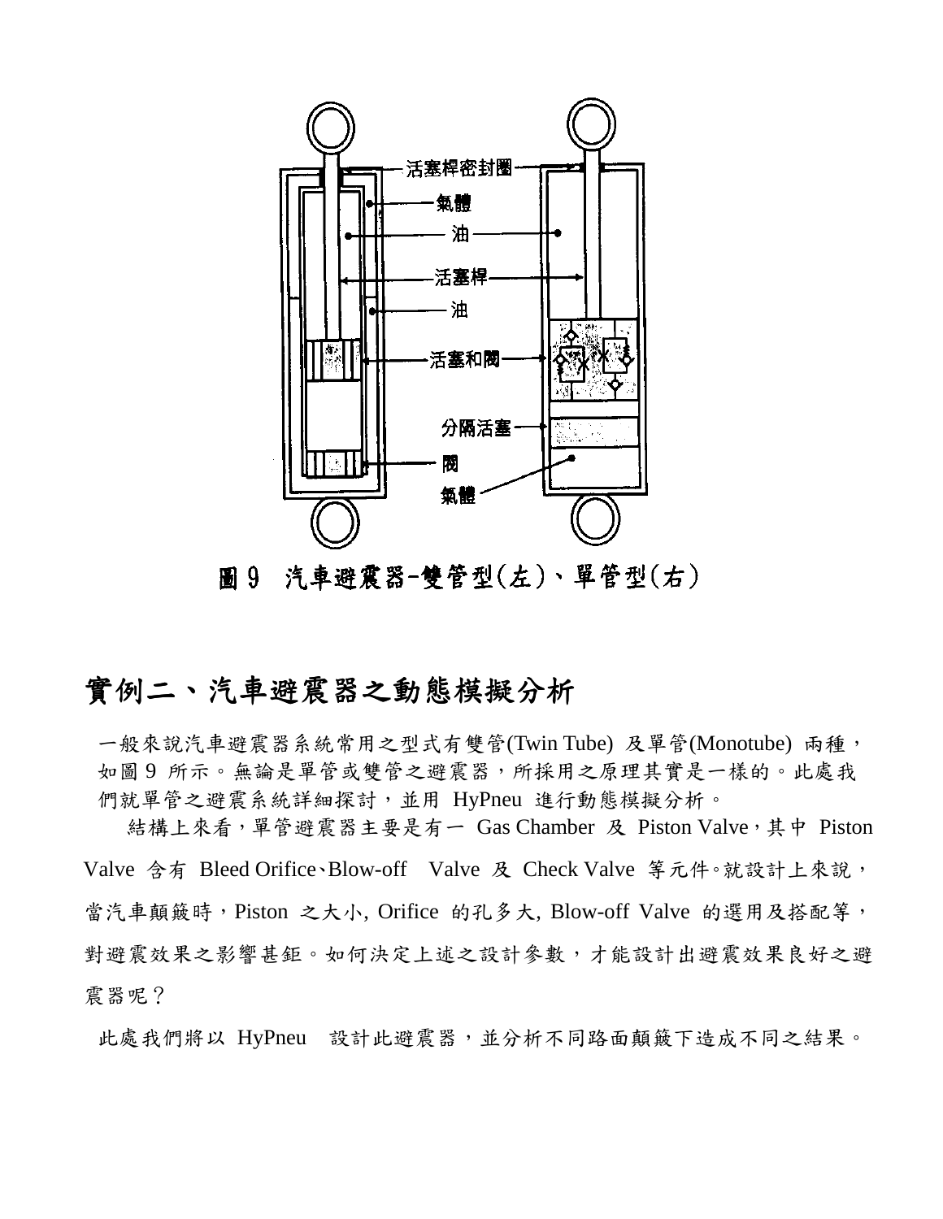活塞桿密封圈

氣體

油

活塞桿

油

活塞和閥

分隔活塞

閥

氣體

圖 9　汽車避震器-雙管型(左)、單管型(右)

## 實例二、汽車避震器之動態模擬分析

一般來說汽車避震器系統常用之型式有雙管(Twin Tube) 及單管(Monotube) 兩種，如圖 9 所示。無論是單管或雙管之避震器，所採用之原理其實是一樣的。此處我們就單管之避震系統詳細探討，並用 HyPneu 進行動態模擬分析。

結構上來看，單管避震器主要是有一 Gas Chamber 及 Piston Valve，其中 Piston Valve 含有 Bleed Orifice、Blow-off Valve 及 Check Valve 等元件。就設計上來說，當汽車顛簸時，Piston 之大小, Orifice 的孔多大, Blow-off Valve 的選用及搭配等，對避震效果之影響甚鉅。如何決定上述之設計參數，才能設計出避震效果良好之避震器呢？

此處我們將以 HyPneu 設計此避震器，並分析不同路面顛簸下造成不同之結果。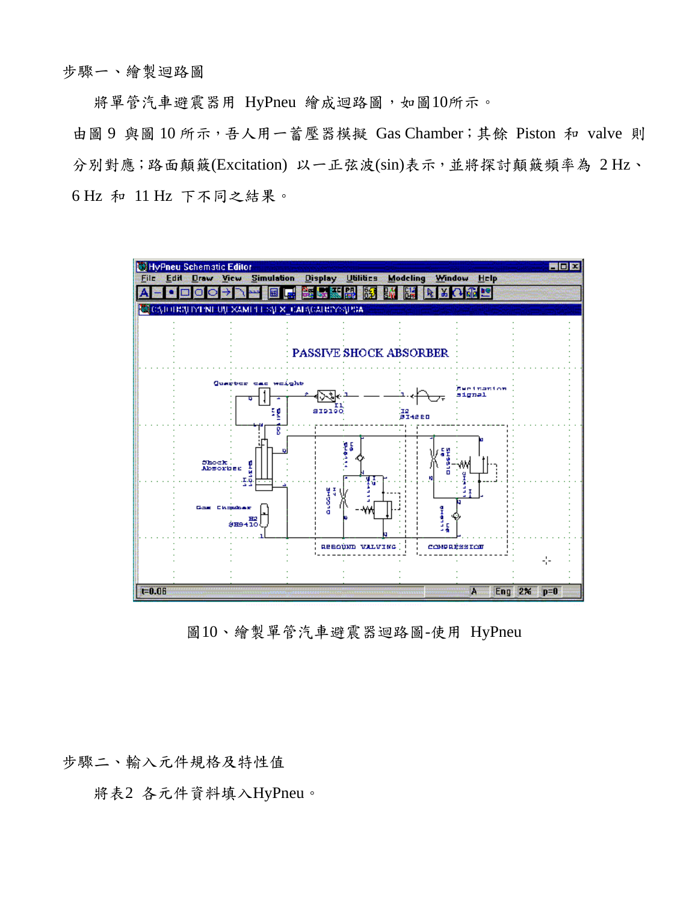步驟一、繪製迴路圖

將單管汽車避震器用 HyPneu 繪成迴路圖，如圖10所示。

由圖 9 與圖 10 所示，吾人用一蓄壓器模擬 Gas Chamber；其餘 Piston 和 valve 則分別對應；路面顛簸(Excitation) 以一正弦波(sin)表示，並將探討顛簸頻率為 2 Hz、6 Hz 和 11 Hz 下不同之結果。

圖10、繪製單管汽車避震器迴路圖-使用 HyPneu

步驟二、輸入元件規格及特性值

將表2 各元件資料填入HyPneu。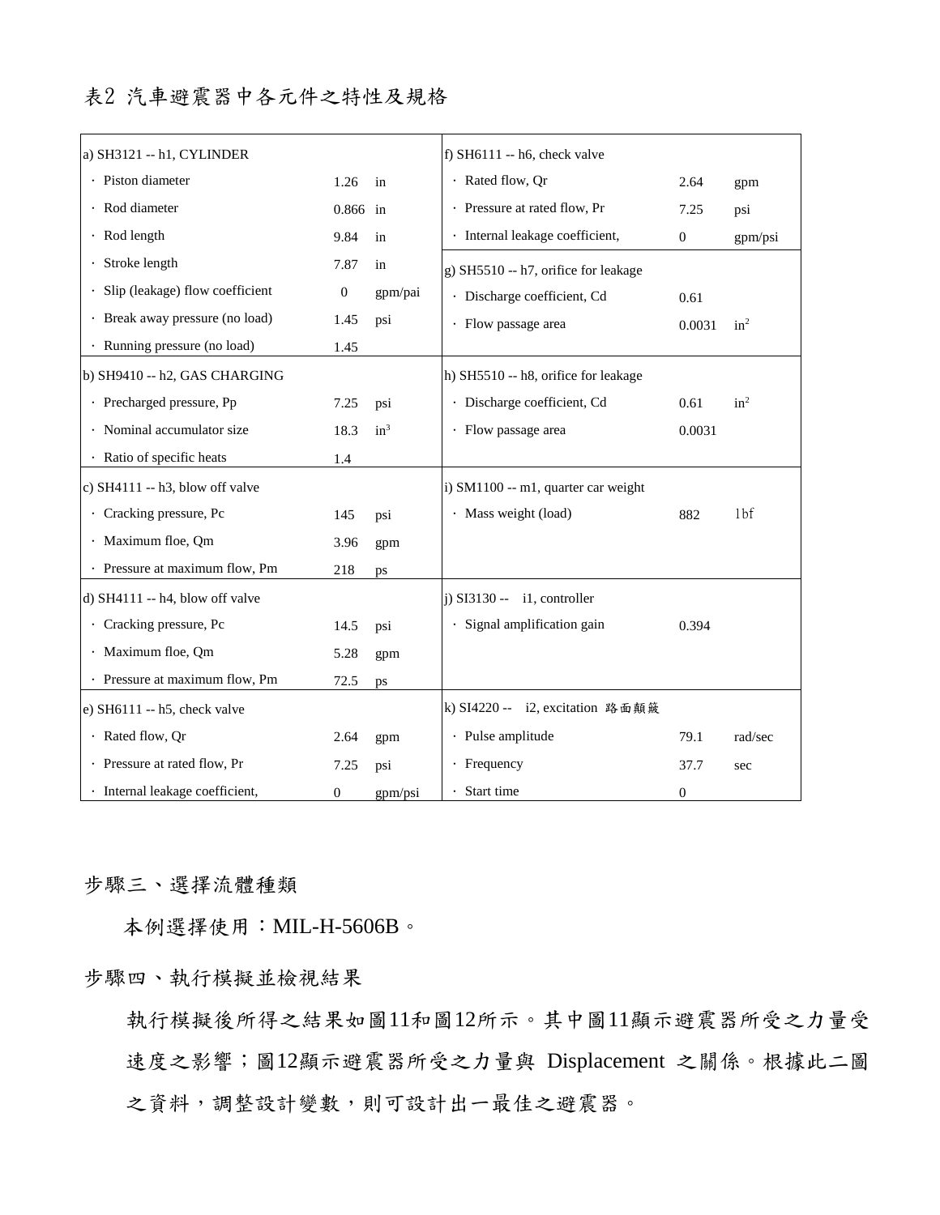表2 汽車避震器中各元件之特性及規格

| | | | | | |
|---|---|---|---|---|---|
| a) SH3121 -- h1, CYLINDER | | | f) SH6111 -- h6, check valve | | |
| · Piston diameter | 1.26 | in | · Rated flow, Qr | 2.64 | gpm |
| · Rod diameter | 0.866 | in | · Pressure at rated flow, Pr | 7.25 | psi |
| · Rod length | 9.84 | in | · Internal leakage coefficient, | 0 | gpm/psi |
| · Stroke length | 7.87 | in | g) SH5510 -- h7, orifice for leakage | | |
| · Slip (leakage) flow coefficient | 0 | gpm/pai | · Discharge coefficient, Cd | 0.61 | |
| · Break away pressure (no load) | 1.45 | psi | · Flow passage area | 0.0031 | $in^2$ |
| · Running pressure (no load) | 1.45 | | | | |
| b) SH9410 -- h2, GAS CHARGING | | | h) SH5510 -- h8, orifice for leakage | | |
| · Precharged pressure, Pp | 7.25 | psi | · Discharge coefficient, Cd | 0.61 | $in^2$ |
| · Nominal accumulator size | 18.3 | $in^3$ | · Flow passage area | 0.0031 | |
| · Ratio of specific heats | 1.4 | | | | |
| c) SH4111 -- h3, blow off valve | | | i) SM1100 -- m1, quarter car weight | | |
| · Cracking pressure, Pc | 145 | psi | · Mass weight (load) | 882 | 1bf |
| · Maximum floe, Qm | 3.96 | gpm | | | |
| · Pressure at maximum flow, Pm | 218 | ps | | | |
| d) SH4111 -- h4, blow off valve | | | j) SI3130 -- i1, controller | | |
| · Cracking pressure, Pc | 14.5 | psi | · Signal amplification gain | 0.394 | |
| · Maximum floe, Qm | 5.28 | gpm | | | |
| · Pressure at maximum flow, Pm | 72.5 | ps | | | |
| e) SH6111 -- h5, check valve | | | k) SI4220 -- i2, excitation 路面顛簸 | | |
| · Rated flow, Qr | 2.64 | gpm | · Pulse amplitude | 79.1 | rad/sec |
| · Pressure at rated flow, Pr | 7.25 | psi | · Frequency | 37.7 | sec |
| · Internal leakage coefficient, | 0 | gpm/psi | · Start time | 0 | |

步驟三、選擇流體種類

本例選擇使用：MIL-H-5606B。

步驟四、執行模擬並檢視結果

執行模擬後所得之結果如圖11和圖12所示。其中圖11顯示避震器所受之力量受速度之影響；圖12顯示避震器所受之力量與 Displacement 之關係。根據此二圖之資料，調整設計變數，則可設計出一最佳之避震器。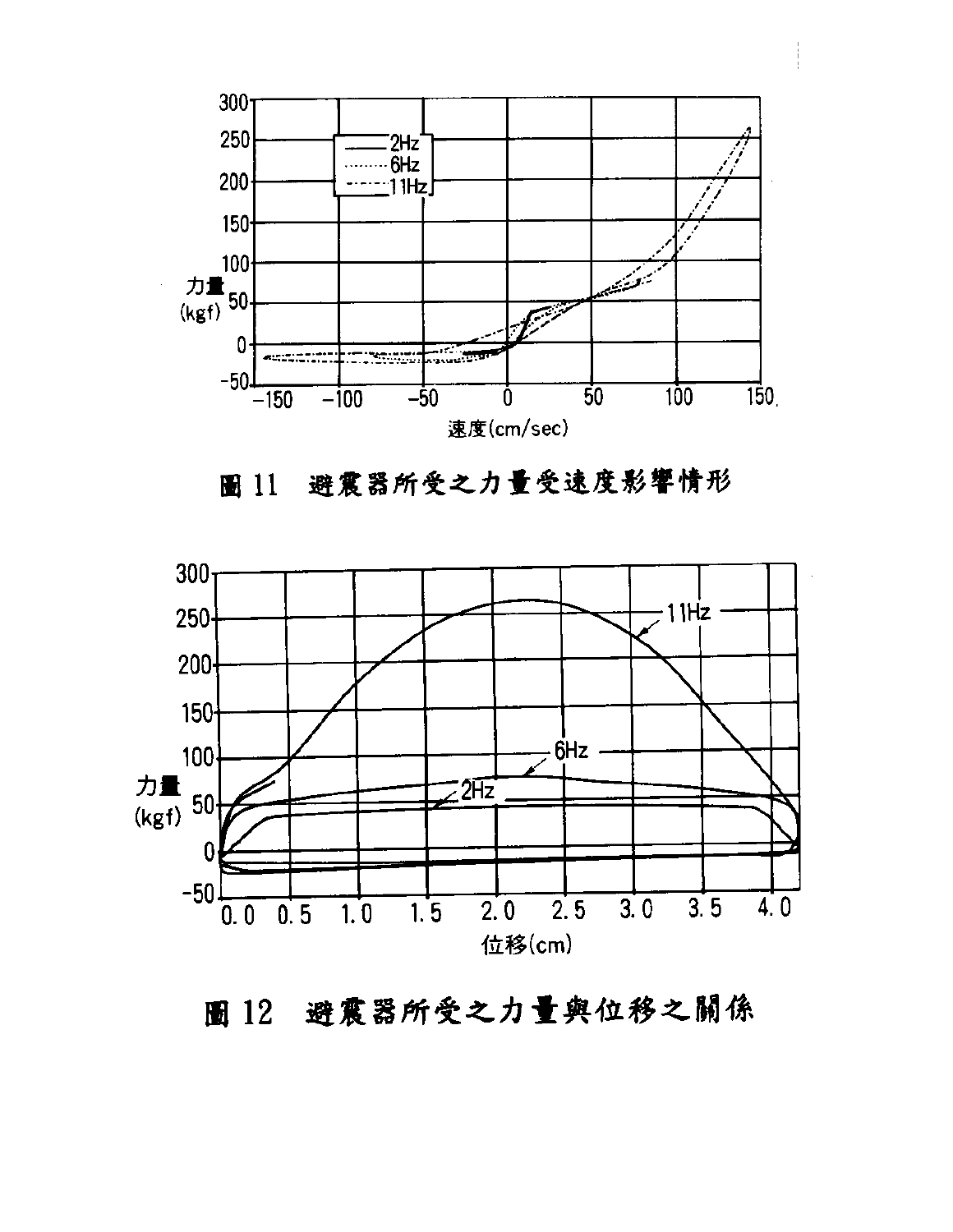圖 11　避震器所受之力量受速度影響情形

圖 12　避震器所受之力量與位移之關係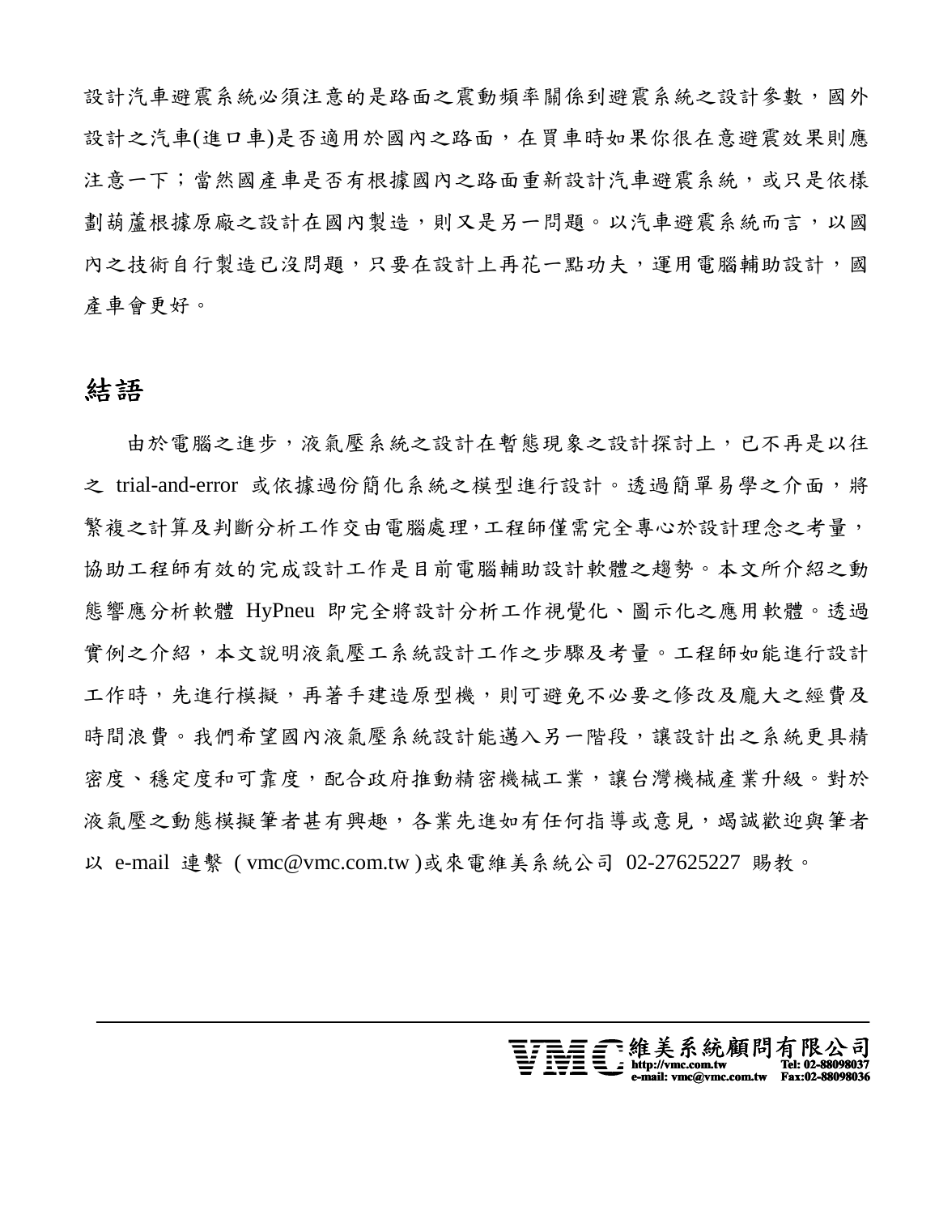設計汽車避震系統必須注意的是路面之震動頻率關係到避震系統之設計參數，國外設計之汽車(進口車)是否適用於國內之路面，在買車時如果你很在意避震效果則應注意一下；當然國產車是否有根據國內之路面重新設計汽車避震系統，或只是依樣劃葫蘆根據原廠之設計在國內製造，則又是另一問題。以汽車避震系統而言，以國內之技術自行製造已沒問題，只要在設計上再花一點功夫，運用電腦輔助設計，國產車會更好。

## 結語

由於電腦之進步，液氣壓系統之設計在暫態現象之設計探討上，已不再是以往之 trial-and-error 或依據過份簡化系統之模型進行設計。透過簡單易學之介面，將繁複之計算及判斷分析工作交由電腦處理,工程師僅需完全專心於設計理念之考量，協助工程師有效的完成設計工作是目前電腦輔助設計軟體之趨勢。本文所介紹之動態響應分析軟體 HyPneu 即完全將設計分析工作視覺化、圖示化之應用軟體。透過實例之介紹，本文說明液氣壓工系統設計工作之步驟及考量。工程師如能進行設計工作時，先進行模擬，再著手建造原型機，則可避免不必要之修改及龐大之經費及時間浪費。我們希望國內液氣壓系統設計能邁入另一階段，讓設計出之系統更具精密度、穩定度和可靠度，配合政府推動精密機械工業，讓台灣機械產業升級。對於液氣壓之動態模擬筆者甚有興趣，各業先進如有任何指導或意見，竭誠歡迎與筆者以 e-mail 連繫 ( vmc@vmc.com.tw )或來電維美系統公司 02-27625227 賜教。